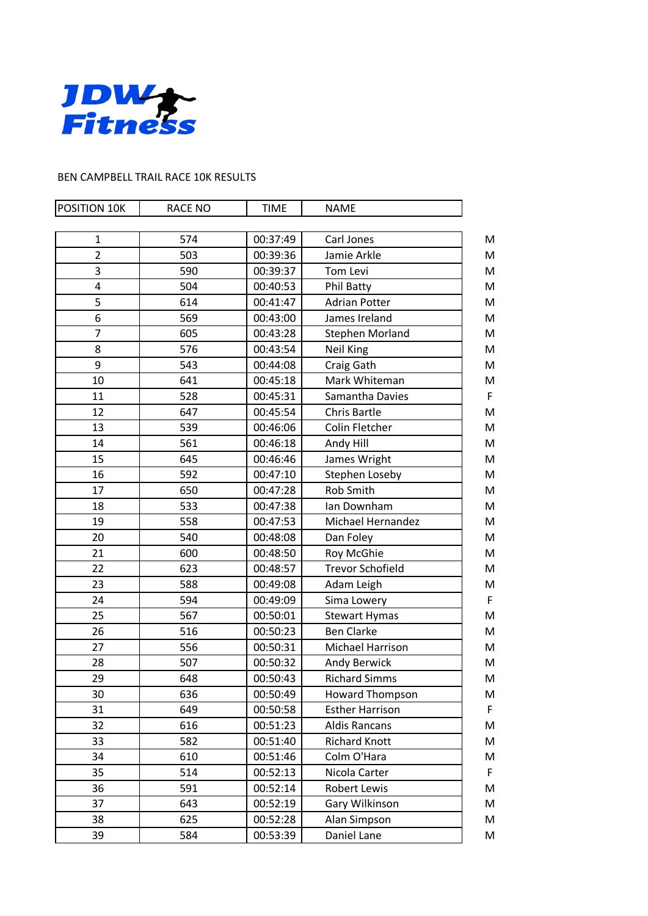JDW Fitness

BEN CAMPBELL TRAIL RACE 10K RESULTS

| POSITION 10K | RACE NO | TIME | NAME | |
|---|---|---|---|---|
| 1 | 574 | 00:37:49 | Carl Jones | M |
| 2 | 503 | 00:39:36 | Jamie Arkle | M |
| 3 | 590 | 00:39:37 | Tom Levi | M |
| 4 | 504 | 00:40:53 | Phil Batty | M |
| 5 | 614 | 00:41:47 | Adrian Potter | M |
| 6 | 569 | 00:43:00 | James Ireland | M |
| 7 | 605 | 00:43:28 | Stephen Morland | M |
| 8 | 576 | 00:43:54 | Neil King | M |
| 9 | 543 | 00:44:08 | Craig Gath | M |
| 10 | 641 | 00:45:18 | Mark Whiteman | M |
| 11 | 528 | 00:45:31 | Samantha Davies | F |
| 12 | 647 | 00:45:54 | Chris Bartle | M |
| 13 | 539 | 00:46:06 | Colin Fletcher | M |
| 14 | 561 | 00:46:18 | Andy Hill | M |
| 15 | 645 | 00:46:46 | James Wright | M |
| 16 | 592 | 00:47:10 | Stephen Loseby | M |
| 17 | 650 | 00:47:28 | Rob Smith | M |
| 18 | 533 | 00:47:38 | Ian Downham | M |
| 19 | 558 | 00:47:53 | Michael Hernandez | M |
| 20 | 540 | 00:48:08 | Dan Foley | M |
| 21 | 600 | 00:48:50 | Roy McGhie | M |
| 22 | 623 | 00:48:57 | Trevor Schofield | M |
| 23 | 588 | 00:49:08 | Adam Leigh | M |
| 24 | 594 | 00:49:09 | Sima Lowery | F |
| 25 | 567 | 00:50:01 | Stewart Hymas | M |
| 26 | 516 | 00:50:23 | Ben Clarke | M |
| 27 | 556 | 00:50:31 | Michael Harrison | M |
| 28 | 507 | 00:50:32 | Andy Berwick | M |
| 29 | 648 | 00:50:43 | Richard Simms | M |
| 30 | 636 | 00:50:49 | Howard Thompson | M |
| 31 | 649 | 00:50:58 | Esther Harrison | F |
| 32 | 616 | 00:51:23 | Aldis Rancans | M |
| 33 | 582 | 00:51:40 | Richard Knott | M |
| 34 | 610 | 00:51:46 | Colm O'Hara | M |
| 35 | 514 | 00:52:13 | Nicola Carter | F |
| 36 | 591 | 00:52:14 | Robert Lewis | M |
| 37 | 643 | 00:52:19 | Gary Wilkinson | M |
| 38 | 625 | 00:52:28 | Alan Simpson | M |
| 39 | 584 | 00:53:39 | Daniel Lane | M |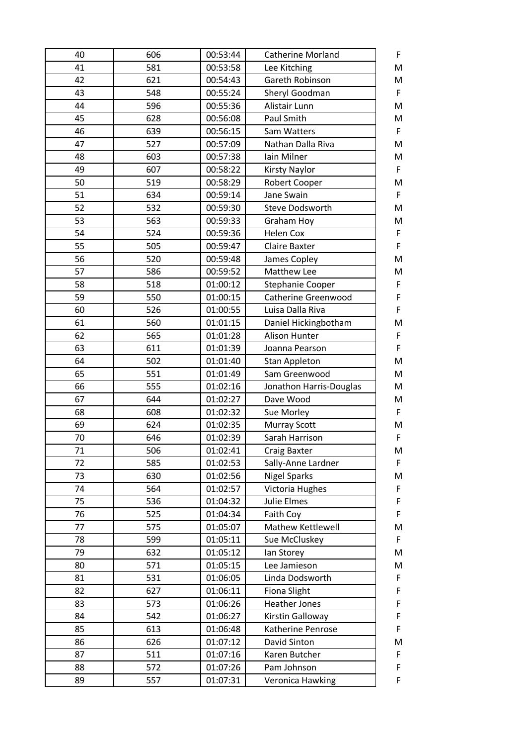| 40 | 606 | 00:53:44 | Catherine Morland | F |
|---|---|---|---|---|
| 41 | 581 | 00:53:58 | Lee Kitching | M |
| 42 | 621 | 00:54:43 | Gareth Robinson | M |
| 43 | 548 | 00:55:24 | Sheryl Goodman | F |
| 44 | 596 | 00:55:36 | Alistair Lunn | M |
| 45 | 628 | 00:56:08 | Paul Smith | M |
| 46 | 639 | 00:56:15 | Sam Watters | F |
| 47 | 527 | 00:57:09 | Nathan Dalla Riva | M |
| 48 | 603 | 00:57:38 | Iain Milner | M |
| 49 | 607 | 00:58:22 | Kirsty Naylor | F |
| 50 | 519 | 00:58:29 | Robert Cooper | M |
| 51 | 634 | 00:59:14 | Jane Swain | F |
| 52 | 532 | 00:59:30 | Steve Dodsworth | M |
| 53 | 563 | 00:59:33 | Graham Hoy | M |
| 54 | 524 | 00:59:36 | Helen Cox | F |
| 55 | 505 | 00:59:47 | Claire Baxter | F |
| 56 | 520 | 00:59:48 | James Copley | M |
| 57 | 586 | 00:59:52 | Matthew Lee | M |
| 58 | 518 | 01:00:12 | Stephanie Cooper | F |
| 59 | 550 | 01:00:15 | Catherine Greenwood | F |
| 60 | 526 | 01:00:55 | Luisa Dalla Riva | F |
| 61 | 560 | 01:01:15 | Daniel Hickingbotham | M |
| 62 | 565 | 01:01:28 | Alison Hunter | F |
| 63 | 611 | 01:01:39 | Joanna Pearson | F |
| 64 | 502 | 01:01:40 | Stan Appleton | M |
| 65 | 551 | 01:01:49 | Sam Greenwood | M |
| 66 | 555 | 01:02:16 | Jonathon Harris-Douglas | M |
| 67 | 644 | 01:02:27 | Dave Wood | M |
| 68 | 608 | 01:02:32 | Sue Morley | F |
| 69 | 624 | 01:02:35 | Murray Scott | M |
| 70 | 646 | 01:02:39 | Sarah Harrison | F |
| 71 | 506 | 01:02:41 | Craig Baxter | M |
| 72 | 585 | 01:02:53 | Sally-Anne Lardner | F |
| 73 | 630 | 01:02:56 | Nigel Sparks | M |
| 74 | 564 | 01:02:57 | Victoria Hughes | F |
| 75 | 536 | 01:04:32 | Julie Elmes | F |
| 76 | 525 | 01:04:34 | Faith Coy | F |
| 77 | 575 | 01:05:07 | Mathew Kettlewell | M |
| 78 | 599 | 01:05:11 | Sue McCluskey | F |
| 79 | 632 | 01:05:12 | Ian Storey | M |
| 80 | 571 | 01:05:15 | Lee Jamieson | M |
| 81 | 531 | 01:06:05 | Linda Dodsworth | F |
| 82 | 627 | 01:06:11 | Fiona Slight | F |
| 83 | 573 | 01:06:26 | Heather Jones | F |
| 84 | 542 | 01:06:27 | Kirstin Galloway | F |
| 85 | 613 | 01:06:48 | Katherine Penrose | F |
| 86 | 626 | 01:07:12 | David Sinton | M |
| 87 | 511 | 01:07:16 | Karen Butcher | F |
| 88 | 572 | 01:07:26 | Pam Johnson | F |
| 89 | 557 | 01:07:31 | Veronica Hawking | F |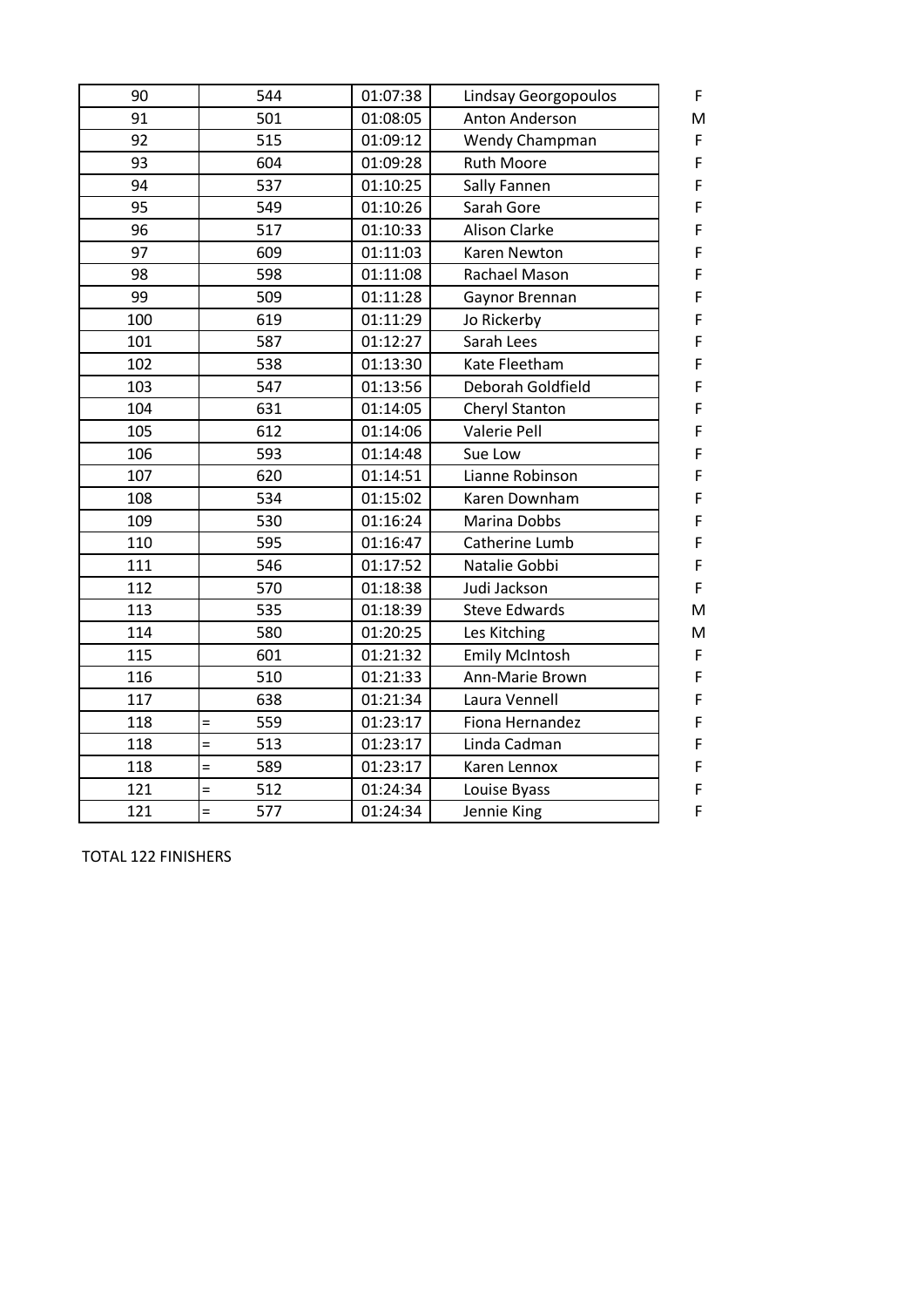| | | | | |
|---|---|---|---|---|
| 90 | 544 | 01:07:38 | Lindsay Georgopoulos | F |
| 91 | 501 | 01:08:05 | Anton Anderson | M |
| 92 | 515 | 01:09:12 | Wendy Champman | F |
| 93 | 604 | 01:09:28 | Ruth Moore | F |
| 94 | 537 | 01:10:25 | Sally Fannen | F |
| 95 | 549 | 01:10:26 | Sarah Gore | F |
| 96 | 517 | 01:10:33 | Alison Clarke | F |
| 97 | 609 | 01:11:03 | Karen Newton | F |
| 98 | 598 | 01:11:08 | Rachael Mason | F |
| 99 | 509 | 01:11:28 | Gaynor Brennan | F |
| 100 | 619 | 01:11:29 | Jo Rickerby | F |
| 101 | 587 | 01:12:27 | Sarah Lees | F |
| 102 | 538 | 01:13:30 | Kate Fleetham | F |
| 103 | 547 | 01:13:56 | Deborah Goldfield | F |
| 104 | 631 | 01:14:05 | Cheryl Stanton | F |
| 105 | 612 | 01:14:06 | Valerie Pell | F |
| 106 | 593 | 01:14:48 | Sue Low | F |
| 107 | 620 | 01:14:51 | Lianne Robinson | F |
| 108 | 534 | 01:15:02 | Karen Downham | F |
| 109 | 530 | 01:16:24 | Marina Dobbs | F |
| 110 | 595 | 01:16:47 | Catherine Lumb | F |
| 111 | 546 | 01:17:52 | Natalie Gobbi | F |
| 112 | 570 | 01:18:38 | Judi Jackson | F |
| 113 | 535 | 01:18:39 | Steve Edwards | M |
| 114 | 580 | 01:20:25 | Les Kitching | M |
| 115 | 601 | 01:21:32 | Emily McIntosh | F |
| 116 | 510 | 01:21:33 | Ann-Marie Brown | F |
| 117 | 638 | 01:21:34 | Laura Vennell | F |
| 118 | = 559 | 01:23:17 | Fiona Hernandez | F |
| 118 | = 513 | 01:23:17 | Linda Cadman | F |
| 118 | = 589 | 01:23:17 | Karen Lennox | F |
| 121 | = 512 | 01:24:34 | Louise Byass | F |
| 121 | = 577 | 01:24:34 | Jennie King | F |

TOTAL 122 FINISHERS